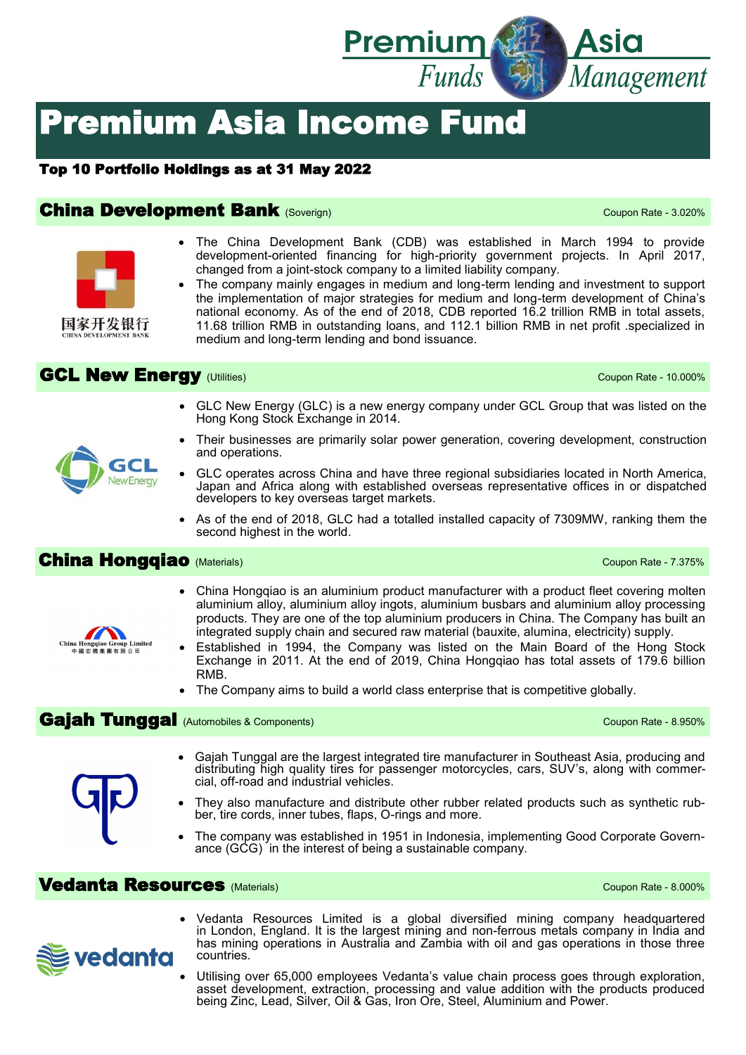# Premium Asia Income Fund

**Top 10 Portfolio Holdings as at 31 May 2022**

## China Development Bank (Soverign)

Coupon Rate - 3.020%

- The China Development Bank (CDB) was established in March 1994 to provide development-oriented financing for high-priority government projects. In April 2017, changed from a joint-stock company to a limited liability company.
- The company mainly engages in medium and long-term lending and investment to support the implementation of major strategies for medium and long-term development of China's national economy. As of the end of 2018, CDB reported 16.2 trillion RMB in total assets, 11.68 trillion RMB in outstanding loans, and 112.1 billion RMB in net profit .specialized in medium and long-term lending and bond issuance.

## GCL New Energy (Utilities)

Coupon Rate - 10.000%

- GLC New Energy (GLC) is a new energy company under GCL Group that was listed on the Hong Kong Stock Exchange in 2014.
- Their businesses are primarily solar power generation, covering development, construction and operations.
- GLC operates across China and have three regional subsidiaries located in North America, Japan and Africa along with established overseas representative offices in or dispatched developers to key overseas target markets.
- As of the end of 2018, GLC had a totalled installed capacity of 7309MW, ranking them the second highest in the world.

## China Hongqiao (Materials)

Coupon Rate - 7.375%

- China Hongqiao is an aluminium product manufacturer with a product fleet covering molten aluminium alloy, aluminium alloy ingots, aluminium busbars and aluminium alloy processing products. They are one of the top aluminium producers in China. The Company has built an integrated supply chain and secured raw material (bauxite, alumina, electricity) supply.
- Established in 1994, the Company was listed on the Main Board of the Hong Stock Exchange in 2011. At the end of 2019, China Hongqiao has total assets of 179.6 billion RMB.
- The Company aims to build a world class enterprise that is competitive globally.

## Gajah Tunggal (Automobiles & Components)

Coupon Rate - 8.950%

- Gajah Tunggal are the largest integrated tire manufacturer in Southeast Asia, producing and distributing high quality tires for passenger motorcycles, cars, SUV's, along with commercial, off-road and industrial vehicles.
- They also manufacture and distribute other rubber related products such as synthetic rubber, tire cords, inner tubes, flaps, O-rings and more.
- The company was established in 1951 in Indonesia, implementing Good Corporate Governance (GCG) in the interest of being a sustainable company.

## Vedanta Resources (Materials)

Coupon Rate - 8.000%

- Vedanta Resources Limited is a global diversified mining company headquartered in London, England. It is the largest mining and non-ferrous metals company in India and has mining operations in Australia and Zambia with oil and gas operations in those three countries.
- Utilising over 65,000 employees Vedanta's value chain process goes through exploration, asset development, extraction, processing and value addition with the products produced being Zinc, Lead, Silver, Oil & Gas, Iron Ore, Steel, Aluminium and Power.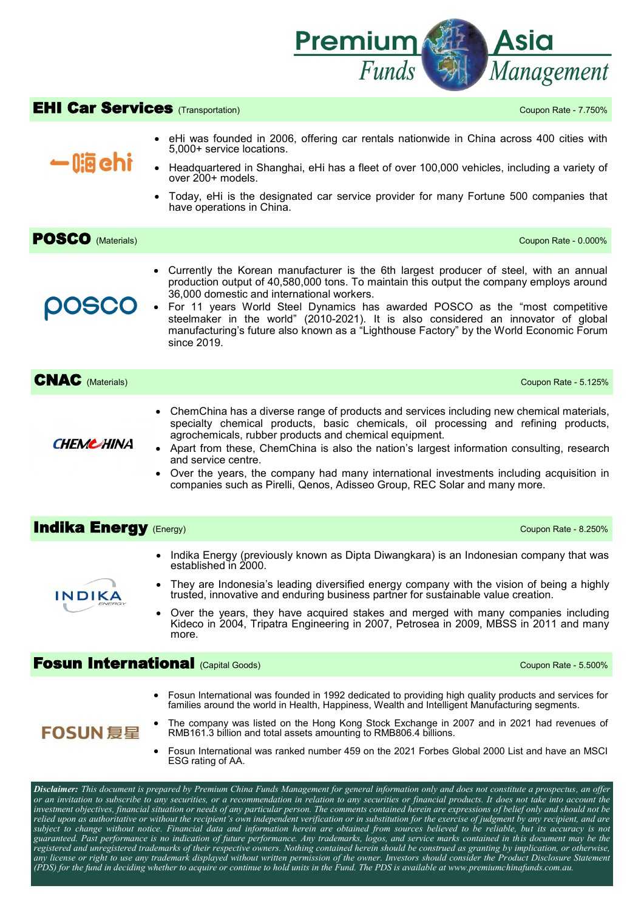## EHI Car Services (Transportation)

Coupon Rate - 7.750%

- eHi was founded in 2006, offering car rentals nationwide in China across 400 cities with 5,000+ service locations.
- Headquartered in Shanghai, eHi has a fleet of over 100,000 vehicles, including a variety of over 200+ models.
- Today, eHi is the designated car service provider for many Fortune 500 companies that have operations in China.

## POSCO (Materials)

Coupon Rate - 0.000%

- Currently the Korean manufacturer is the 6th largest producer of steel, with an annual production output of 40,580,000 tons. To maintain this output the company employs around 36,000 domestic and international workers.
- For 11 years World Steel Dynamics has awarded POSCO as the "most competitive steelmaker in the world" (2010-2021). It is also considered an innovator of global manufacturing's future also known as a "Lighthouse Factory" by the World Economic Forum since 2019.

## CNAC (Materials)

Coupon Rate - 5.125%

- ChemChina has a diverse range of products and services including new chemical materials, specialty chemical products, basic chemicals, oil processing and refining products, agrochemicals, rubber products and chemical equipment.
- Apart from these, ChemChina is also the nation's largest information consulting, research and service centre.
- Over the years, the company had many international investments including acquisition in companies such as Pirelli, Qenos, Adisseo Group, REC Solar and many more.

## Indika Energy (Energy)

Coupon Rate - 8.250%

- Indika Energy (previously known as Dipta Diwangkara) is an Indonesian company that was established in 2000.
- They are Indonesia's leading diversified energy company with the vision of being a highly trusted, innovative and enduring business partner for sustainable value creation.
- Over the years, they have acquired stakes and merged with many companies including Kideco in 2004, Tripatra Engineering in 2007, Petrosea in 2009, MBSS in 2011 and many more.

## Fosun International (Capital Goods)

Coupon Rate - 5.500%

- Fosun International was founded in 1992 dedicated to providing high quality products and services for families around the world in Health, Happiness, Wealth and Intelligent Manufacturing segments.
- The company was listed on the Hong Kong Stock Exchange in 2007 and in 2021 had revenues of RMB161.3 billion and total assets amounting to RMB806.4 billions.
- Fosun International was ranked number 459 on the 2021 Forbes Global 2000 List and have an MSCI ESG rating of AA.

***Disclaimer:*** *This document is prepared by Premium China Funds Management for general information only and does not constitute a prospectus, an offer or an invitation to subscribe to any securities, or a recommendation in relation to any securities or financial products. It does not take into account the investment objectives, financial situation or needs of any particular person. The comments contained herein are expressions of belief only and should not be relied upon as authoritative or without the recipient's own independent verification or in substitution for the exercise of judgment by any recipient, and are subject to change without notice. Financial data and information herein are obtained from sources believed to be reliable, but its accuracy is not guaranteed. Past performance is no indication of future performance. Any trademarks, logos, and service marks contained in this document may be the registered and unregistered trademarks of their respective owners. Nothing contained herein should be construed as granting by implication, or otherwise, any license or right to use any trademark displayed without written permission of the owner. Investors should consider the Product Disclosure Statement (PDS) for the fund in deciding whether to acquire or continue to hold units in the Fund. The PDS is available at www.premiumchinafunds.com.au.*